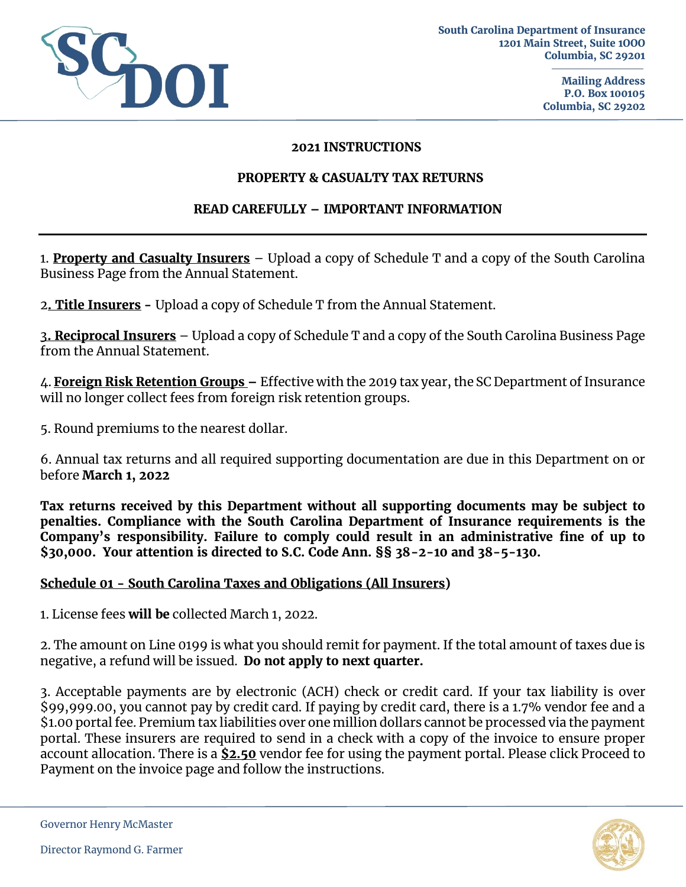South Carolina Department of Insurance
1201 Main Street, Suite 1000
Columbia, SC 29201

Mailing Address
P.O. Box 100105
Columbia, SC 29202

**2021 INSTRUCTIONS**

**PROPERTY & CASUALTY TAX RETURNS**

**READ CAREFULLY – IMPORTANT INFORMATION**

---

1. **Property and Casualty Insurers** – Upload a copy of Schedule T and a copy of the South Carolina Business Page from the Annual Statement.

2. **Title Insurers** - Upload a copy of Schedule T from the Annual Statement.

3. **Reciprocal Insurers** – Upload a copy of Schedule T and a copy of the South Carolina Business Page from the Annual Statement.

4. **Foreign Risk Retention Groups** – Effective with the 2019 tax year, the SC Department of Insurance will no longer collect fees from foreign risk retention groups.

5. Round premiums to the nearest dollar.

6. Annual tax returns and all required supporting documentation are due in this Department on or before **March 1, 2022**

**Tax returns received by this Department without all supporting documents may be subject to penalties. Compliance with the South Carolina Department of Insurance requirements is the Company's responsibility. Failure to comply could result in an administrative fine of up to $30,000. Your attention is directed to S.C. Code Ann. §§ 38-2-10 and 38-5-130.**

**Schedule 01 - South Carolina Taxes and Obligations (All Insurers)**

1. License fees **will be** collected March 1, 2022.

2. The amount on Line 0199 is what you should remit for payment. If the total amount of taxes due is negative, a refund will be issued. **Do not apply to next quarter.**

3. Acceptable payments are by electronic (ACH) check or credit card. If your tax liability is over $99,999.00, you cannot pay by credit card. If paying by credit card, there is a 1.7% vendor fee and a $1.00 portal fee. Premium tax liabilities over one million dollars cannot be processed via the payment portal. These insurers are required to send in a check with a copy of the invoice to ensure proper account allocation. There is a **$2.50** vendor fee for using the payment portal. Please click Proceed to Payment on the invoice page and follow the instructions.

Governor Henry McMaster

Director Raymond G. Farmer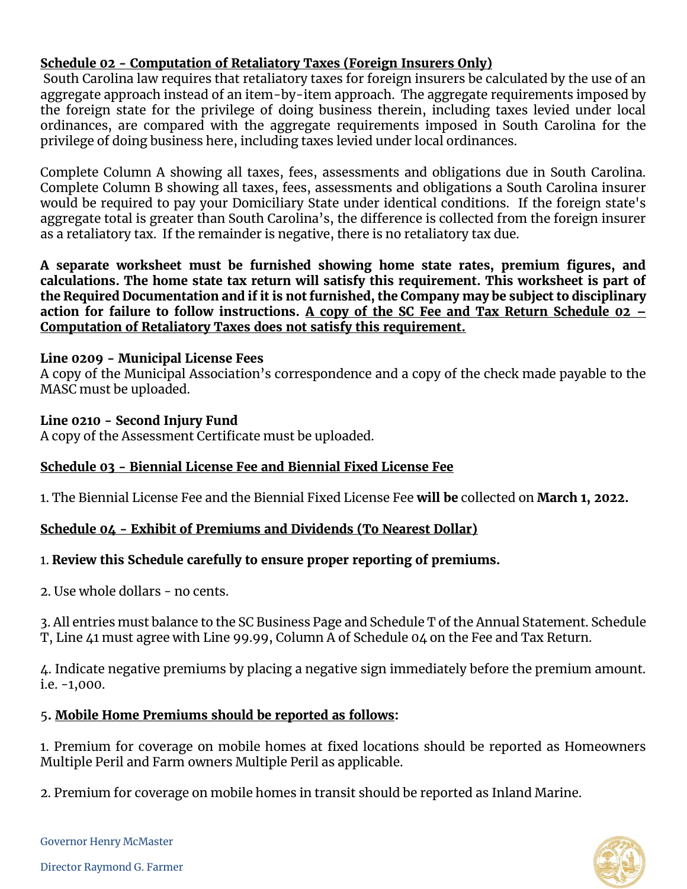**Schedule 02 - Computation of Retaliatory Taxes (Foreign Insurers Only)**

South Carolina law requires that retaliatory taxes for foreign insurers be calculated by the use of an aggregate approach instead of an item-by-item approach. The aggregate requirements imposed by the foreign state for the privilege of doing business therein, including taxes levied under local ordinances, are compared with the aggregate requirements imposed in South Carolina for the privilege of doing business here, including taxes levied under local ordinances.

Complete Column A showing all taxes, fees, assessments and obligations due in South Carolina. Complete Column B showing all taxes, fees, assessments and obligations a South Carolina insurer would be required to pay your Domiciliary State under identical conditions. If the foreign state's aggregate total is greater than South Carolina's, the difference is collected from the foreign insurer as a retaliatory tax. If the remainder is negative, there is no retaliatory tax due.

**A separate worksheet must be furnished showing home state rates, premium figures, and calculations. The home state tax return will satisfy this requirement. This worksheet is part of the Required Documentation and if it is not furnished, the Company may be subject to disciplinary action for failure to follow instructions. A copy of the SC Fee and Tax Return Schedule 02 – Computation of Retaliatory Taxes does not satisfy this requirement.**

**Line 0209 - Municipal License Fees**

A copy of the Municipal Association's correspondence and a copy of the check made payable to the MASC must be uploaded.

**Line 0210 - Second Injury Fund**

A copy of the Assessment Certificate must be uploaded.

**Schedule 03 - Biennial License Fee and Biennial Fixed License Fee**

1. The Biennial License Fee and the Biennial Fixed License Fee **will be** collected on **March 1, 2022.**

**Schedule 04 - Exhibit of Premiums and Dividends (To Nearest Dollar)**

1. **Review this Schedule carefully to ensure proper reporting of premiums.**

2. Use whole dollars - no cents.

3. All entries must balance to the SC Business Page and Schedule T of the Annual Statement. Schedule T, Line 41 must agree with Line 99.99, Column A of Schedule 04 on the Fee and Tax Return.

4. Indicate negative premiums by placing a negative sign immediately before the premium amount. i.e. -1,000.

5. **Mobile Home Premiums should be reported as follows:**

1. Premium for coverage on mobile homes at fixed locations should be reported as Homeowners Multiple Peril and Farm owners Multiple Peril as applicable.

2. Premium for coverage on mobile homes in transit should be reported as Inland Marine.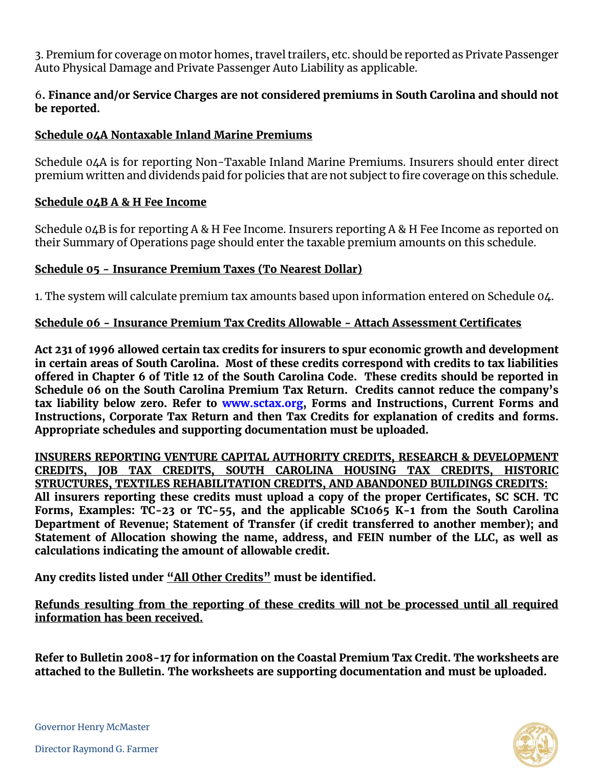3. Premium for coverage on motor homes, travel trailers, etc. should be reported as Private Passenger Auto Physical Damage and Private Passenger Auto Liability as applicable.

6. **Finance and/or Service Charges are not considered premiums in South Carolina and should not be reported.**

## Schedule 04A Nontaxable Inland Marine Premiums

Schedule 04A is for reporting Non-Taxable Inland Marine Premiums. Insurers should enter direct premium written and dividends paid for policies that are not subject to fire coverage on this schedule.

## Schedule 04B A & H Fee Income

Schedule 04B is for reporting A & H Fee Income. Insurers reporting A & H Fee Income as reported on their Summary of Operations page should enter the taxable premium amounts on this schedule.

## Schedule 05 - Insurance Premium Taxes (To Nearest Dollar)

1. The system will calculate premium tax amounts based upon information entered on Schedule 04.

## Schedule 06 - Insurance Premium Tax Credits Allowable - Attach Assessment Certificates

**Act 231 of 1996 allowed certain tax credits for insurers to spur economic growth and development in certain areas of South Carolina. Most of these credits correspond with credits to tax liabilities offered in Chapter 6 of Title 12 of the South Carolina Code. These credits should be reported in Schedule 06 on the South Carolina Premium Tax Return. Credits cannot reduce the company's tax liability below zero. Refer to www.sctax.org, Forms and Instructions, Current Forms and Instructions, Corporate Tax Return and then Tax Credits for explanation of credits and forms. Appropriate schedules and supporting documentation must be uploaded.**

**INSURERS REPORTING VENTURE CAPITAL AUTHORITY CREDITS, RESEARCH & DEVELOPMENT CREDITS, JOB TAX CREDITS, SOUTH CAROLINA HOUSING TAX CREDITS, HISTORIC STRUCTURES, TEXTILES REHABILITATION CREDITS, AND ABANDONED BUILDINGS CREDITS:** **All insurers reporting these credits must upload a copy of the proper Certificates, SC SCH. TC Forms, Examples: TC-23 or TC-55, and the applicable SC1065 K-1 from the South Carolina Department of Revenue; Statement of Transfer (if credit transferred to another member); and Statement of Allocation showing the name, address, and FEIN number of the LLC, as well as calculations indicating the amount of allowable credit.**

**Any credits listed under "All Other Credits" must be identified.**

**Refunds resulting from the reporting of these credits will not be processed until all required information has been received.**

**Refer to Bulletin 2008-17 for information on the Coastal Premium Tax Credit. The worksheets are attached to the Bulletin. The worksheets are supporting documentation and must be uploaded.**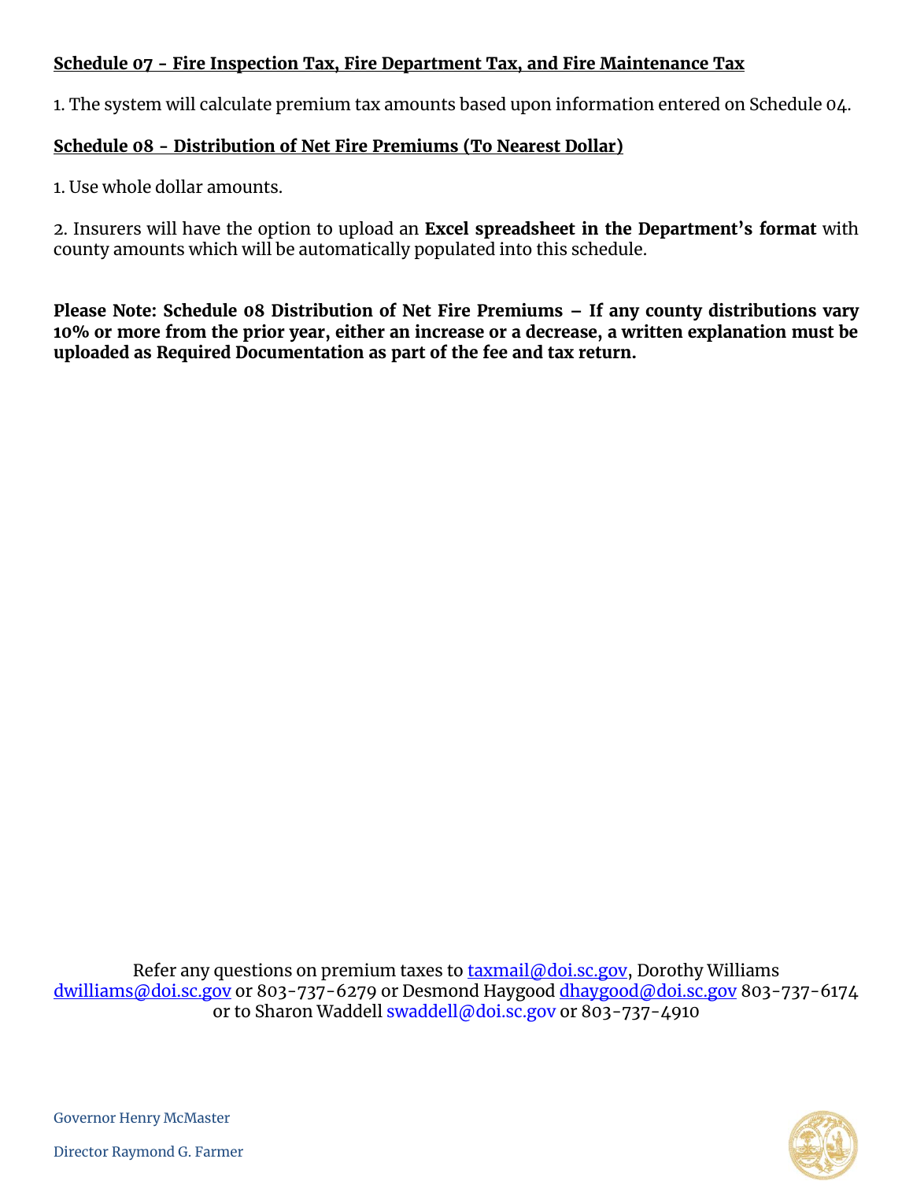**Schedule 07 - Fire Inspection Tax, Fire Department Tax, and Fire Maintenance Tax**

1. The system will calculate premium tax amounts based upon information entered on Schedule 04.

**Schedule 08 - Distribution of Net Fire Premiums (To Nearest Dollar)**

1. Use whole dollar amounts.

2. Insurers will have the option to upload an **Excel spreadsheet in the Department's format** with county amounts which will be automatically populated into this schedule.

**Please Note: Schedule 08 Distribution of Net Fire Premiums – If any county distributions vary 10% or more from the prior year, either an increase or a decrease, a written explanation must be uploaded as Required Documentation as part of the fee and tax return.**

Refer any questions on premium taxes to taxmail@doi.sc.gov, Dorothy Williams dwilliams@doi.sc.gov or 803-737-6279 or Desmond Haygood dhaygood@doi.sc.gov 803-737-6174 or to Sharon Waddell swaddell@doi.sc.gov or 803-737-4910

Governor Henry McMaster

Director Raymond G. Farmer